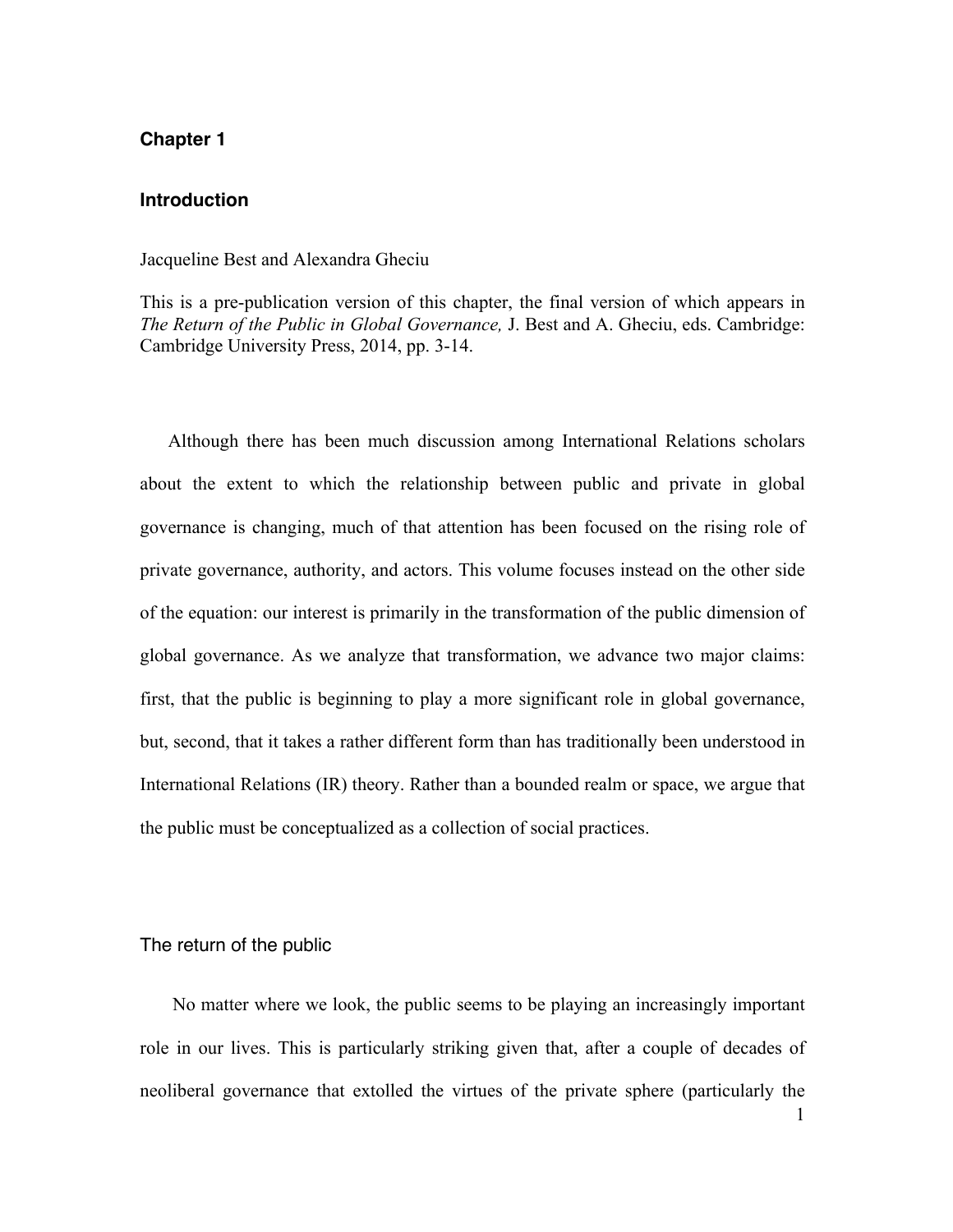**Chapter 1**

# Introduction

Jacqueline Best and Alexandra Gheciu

This is a pre-publication version of this chapter, the final version of which appears in *The Return of the Public in Global Governance,* J. Best and A. Gheciu, eds. Cambridge: Cambridge University Press, 2014, pp. 3-14.

Although there has been much discussion among International Relations scholars about the extent to which the relationship between public and private in global governance is changing, much of that attention has been focused on the rising role of private governance, authority, and actors. This volume focuses instead on the other side of the equation: our interest is primarily in the transformation of the public dimension of global governance. As we analyze that transformation, we advance two major claims: first, that the public is beginning to play a more significant role in global governance, but, second, that it takes a rather different form than has traditionally been understood in International Relations (IR) theory. Rather than a bounded realm or space, we argue that the public must be conceptualized as a collection of social practices.

## The return of the public

No matter where we look, the public seems to be playing an increasingly important role in our lives. This is particularly striking given that, after a couple of decades of neoliberal governance that extolled the virtues of the private sphere (particularly the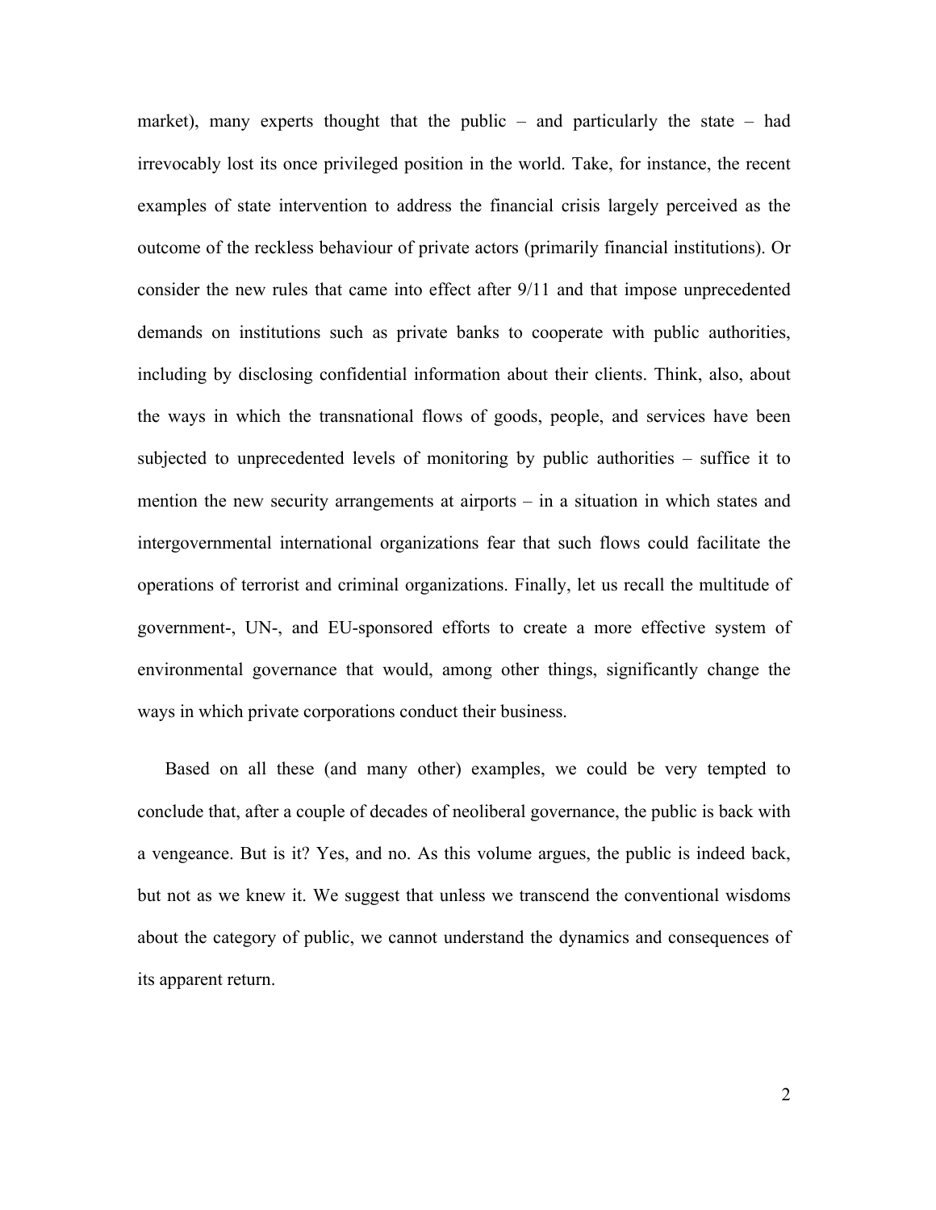market), many experts thought that the public – and particularly the state – had irrevocably lost its once privileged position in the world. Take, for instance, the recent examples of state intervention to address the financial crisis largely perceived as the outcome of the reckless behaviour of private actors (primarily financial institutions). Or consider the new rules that came into effect after 9/11 and that impose unprecedented demands on institutions such as private banks to cooperate with public authorities, including by disclosing confidential information about their clients. Think, also, about the ways in which the transnational flows of goods, people, and services have been subjected to unprecedented levels of monitoring by public authorities – suffice it to mention the new security arrangements at airports – in a situation in which states and intergovernmental international organizations fear that such flows could facilitate the operations of terrorist and criminal organizations. Finally, let us recall the multitude of government-, UN-, and EU-sponsored efforts to create a more effective system of environmental governance that would, among other things, significantly change the ways in which private corporations conduct their business.

Based on all these (and many other) examples, we could be very tempted to conclude that, after a couple of decades of neoliberal governance, the public is back with a vengeance. But is it? Yes, and no. As this volume argues, the public is indeed back, but not as we knew it. We suggest that unless we transcend the conventional wisdoms about the category of public, we cannot understand the dynamics and consequences of its apparent return.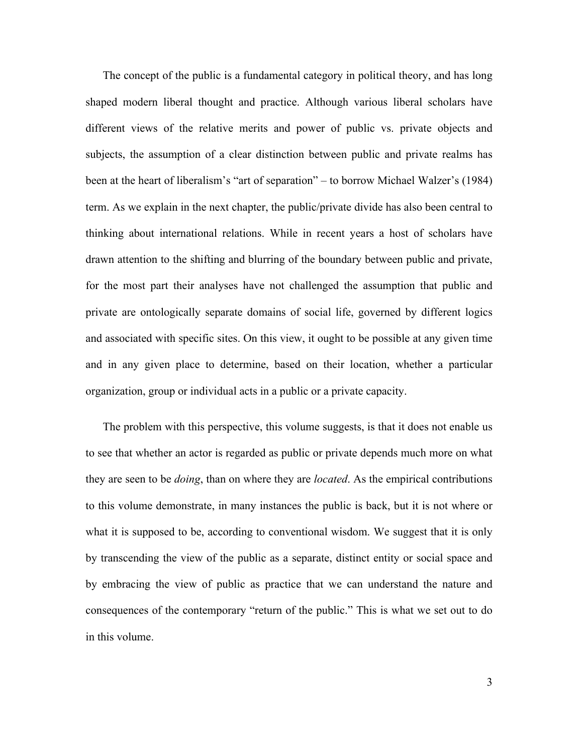The concept of the public is a fundamental category in political theory, and has long shaped modern liberal thought and practice. Although various liberal scholars have different views of the relative merits and power of public vs. private objects and subjects, the assumption of a clear distinction between public and private realms has been at the heart of liberalism's "art of separation" – to borrow Michael Walzer's (1984) term. As we explain in the next chapter, the public/private divide has also been central to thinking about international relations. While in recent years a host of scholars have drawn attention to the shifting and blurring of the boundary between public and private, for the most part their analyses have not challenged the assumption that public and private are ontologically separate domains of social life, governed by different logics and associated with specific sites. On this view, it ought to be possible at any given time and in any given place to determine, based on their location, whether a particular organization, group or individual acts in a public or a private capacity.

The problem with this perspective, this volume suggests, is that it does not enable us to see that whether an actor is regarded as public or private depends much more on what they are seen to be *doing*, than on where they are *located*. As the empirical contributions to this volume demonstrate, in many instances the public is back, but it is not where or what it is supposed to be, according to conventional wisdom. We suggest that it is only by transcending the view of the public as a separate, distinct entity or social space and by embracing the view of public as practice that we can understand the nature and consequences of the contemporary "return of the public." This is what we set out to do in this volume.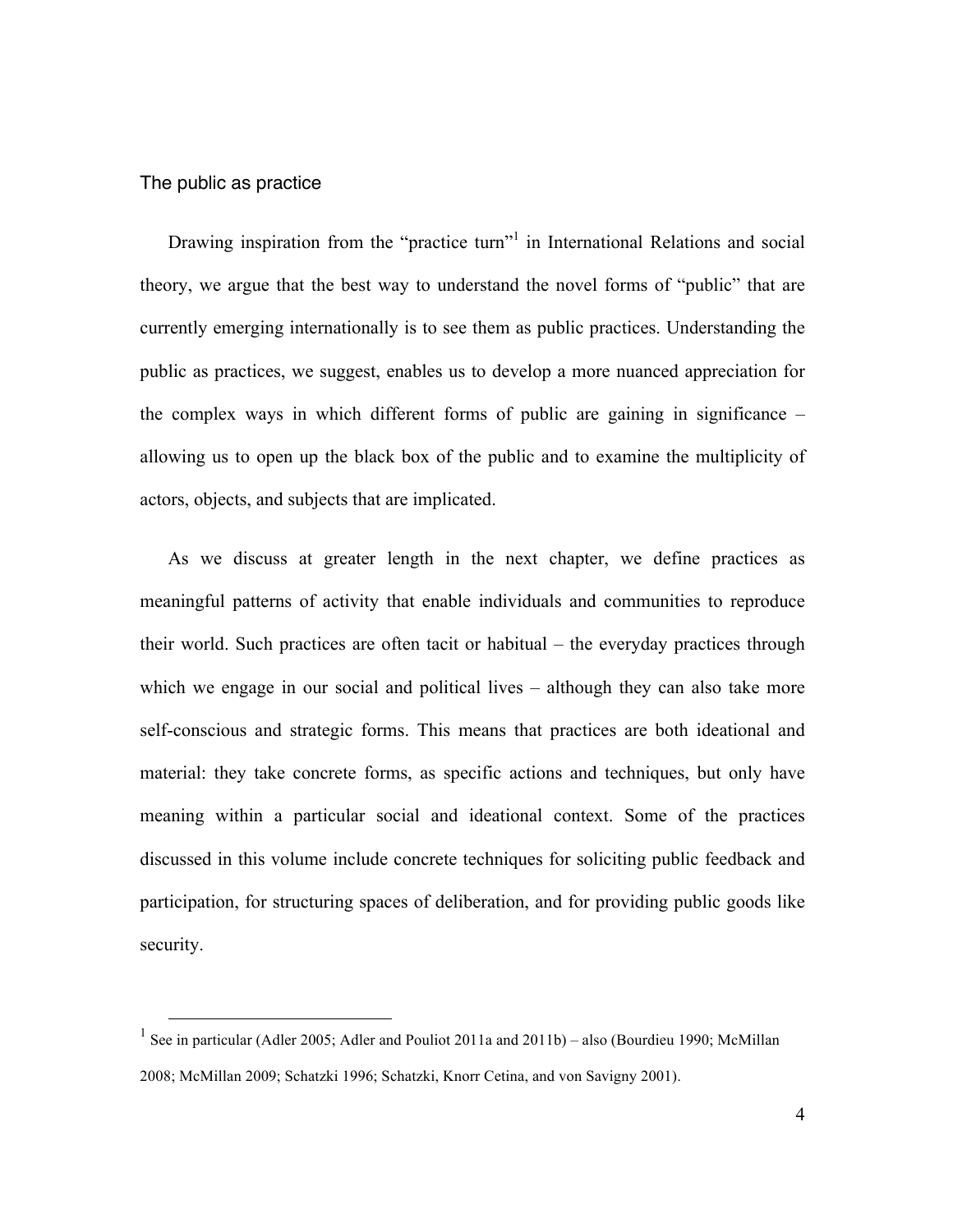## The public as practice

Drawing inspiration from the "practice turn"[1] in International Relations and social theory, we argue that the best way to understand the novel forms of "public" that are currently emerging internationally is to see them as public practices. Understanding the public as practices, we suggest, enables us to develop a more nuanced appreciation for the complex ways in which different forms of public are gaining in significance – allowing us to open up the black box of the public and to examine the multiplicity of actors, objects, and subjects that are implicated.

As we discuss at greater length in the next chapter, we define practices as meaningful patterns of activity that enable individuals and communities to reproduce their world. Such practices are often tacit or habitual – the everyday practices through which we engage in our social and political lives – although they can also take more self-conscious and strategic forms. This means that practices are both ideational and material: they take concrete forms, as specific actions and techniques, but only have meaning within a particular social and ideational context. Some of the practices discussed in this volume include concrete techniques for soliciting public feedback and participation, for structuring spaces of deliberation, and for providing public goods like security.

---

[1] See in particular (Adler 2005; Adler and Pouliot 2011a and 2011b) – also (Bourdieu 1990; McMillan 2008; McMillan 2009; Schatzki 1996; Schatzki, Knorr Cetina, and von Savigny 2001).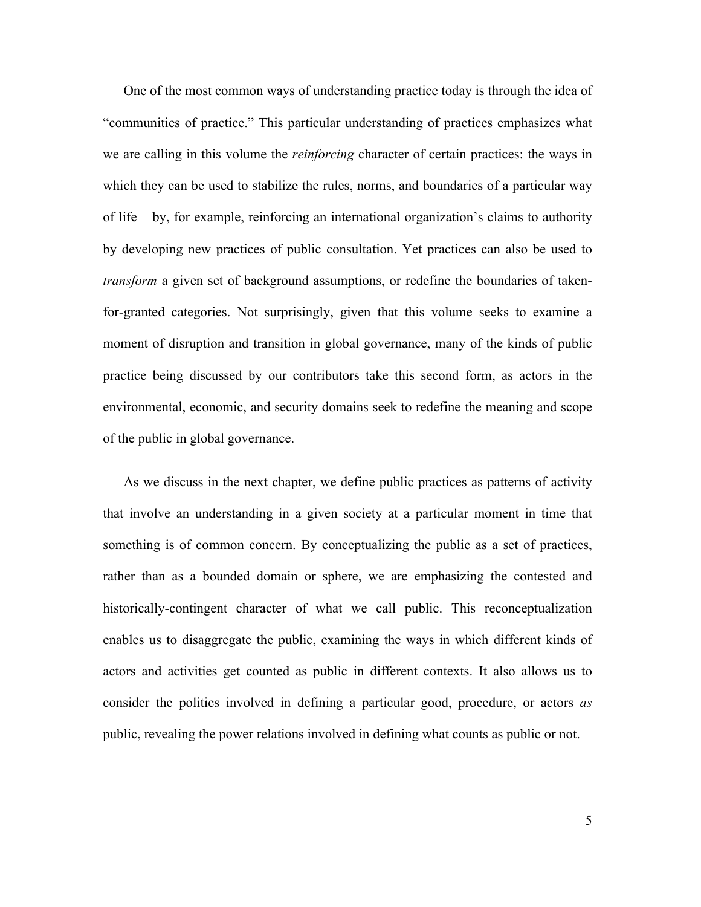One of the most common ways of understanding practice today is through the idea of "communities of practice." This particular understanding of practices emphasizes what we are calling in this volume the *reinforcing* character of certain practices: the ways in which they can be used to stabilize the rules, norms, and boundaries of a particular way of life – by, for example, reinforcing an international organization's claims to authority by developing new practices of public consultation. Yet practices can also be used to *transform* a given set of background assumptions, or redefine the boundaries of taken-for-granted categories. Not surprisingly, given that this volume seeks to examine a moment of disruption and transition in global governance, many of the kinds of public practice being discussed by our contributors take this second form, as actors in the environmental, economic, and security domains seek to redefine the meaning and scope of the public in global governance.

As we discuss in the next chapter, we define public practices as patterns of activity that involve an understanding in a given society at a particular moment in time that something is of common concern. By conceptualizing the public as a set of practices, rather than as a bounded domain or sphere, we are emphasizing the contested and historically-contingent character of what we call public. This reconceptualization enables us to disaggregate the public, examining the ways in which different kinds of actors and activities get counted as public in different contexts. It also allows us to consider the politics involved in defining a particular good, procedure, or actors *as* public, revealing the power relations involved in defining what counts as public or not.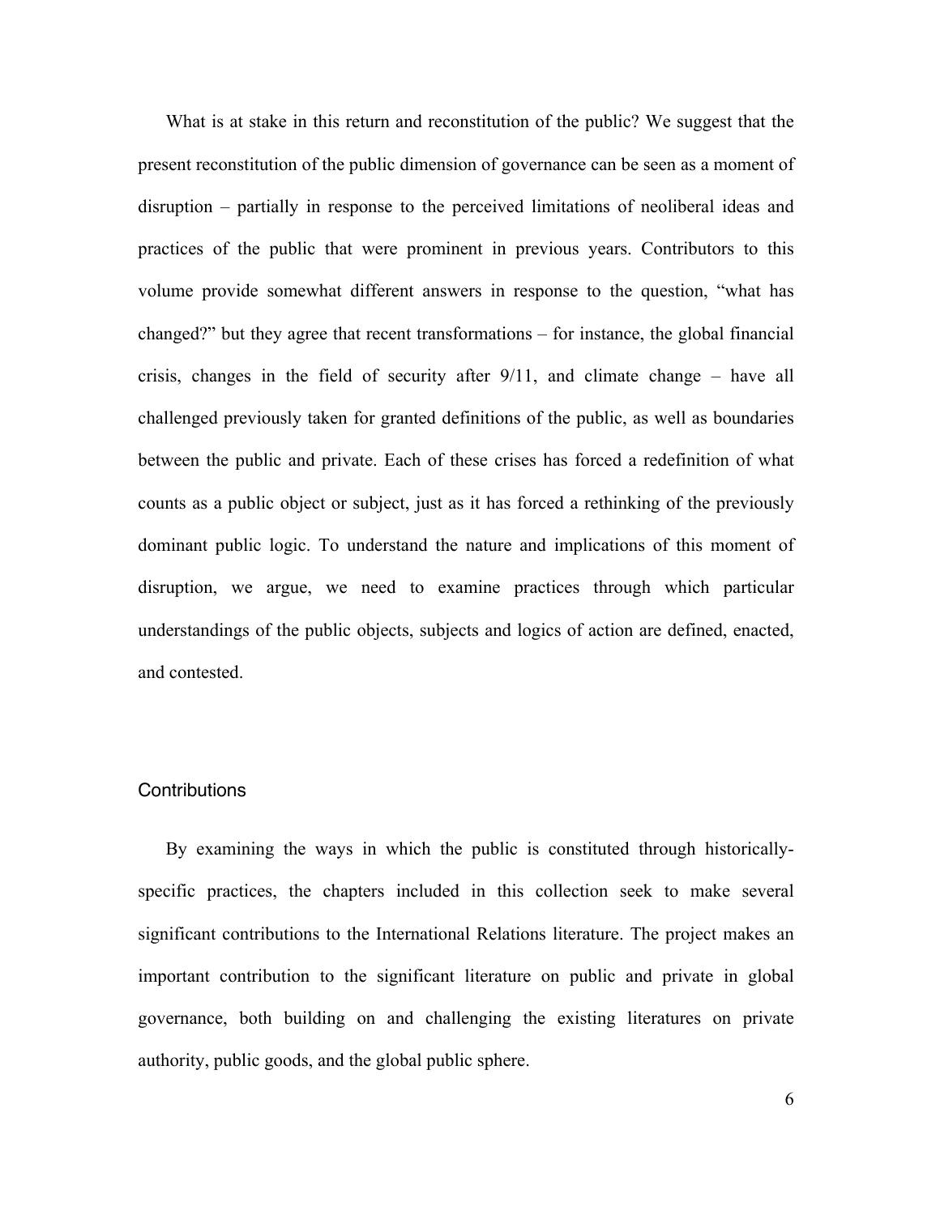What is at stake in this return and reconstitution of the public? We suggest that the present reconstitution of the public dimension of governance can be seen as a moment of disruption – partially in response to the perceived limitations of neoliberal ideas and practices of the public that were prominent in previous years. Contributors to this volume provide somewhat different answers in response to the question, "what has changed?" but they agree that recent transformations – for instance, the global financial crisis, changes in the field of security after 9/11, and climate change – have all challenged previously taken for granted definitions of the public, as well as boundaries between the public and private. Each of these crises has forced a redefinition of what counts as a public object or subject, just as it has forced a rethinking of the previously dominant public logic. To understand the nature and implications of this moment of disruption, we argue, we need to examine practices through which particular understandings of the public objects, subjects and logics of action are defined, enacted, and contested.

## Contributions

By examining the ways in which the public is constituted through historically-specific practices, the chapters included in this collection seek to make several significant contributions to the International Relations literature. The project makes an important contribution to the significant literature on public and private in global governance, both building on and challenging the existing literatures on private authority, public goods, and the global public sphere.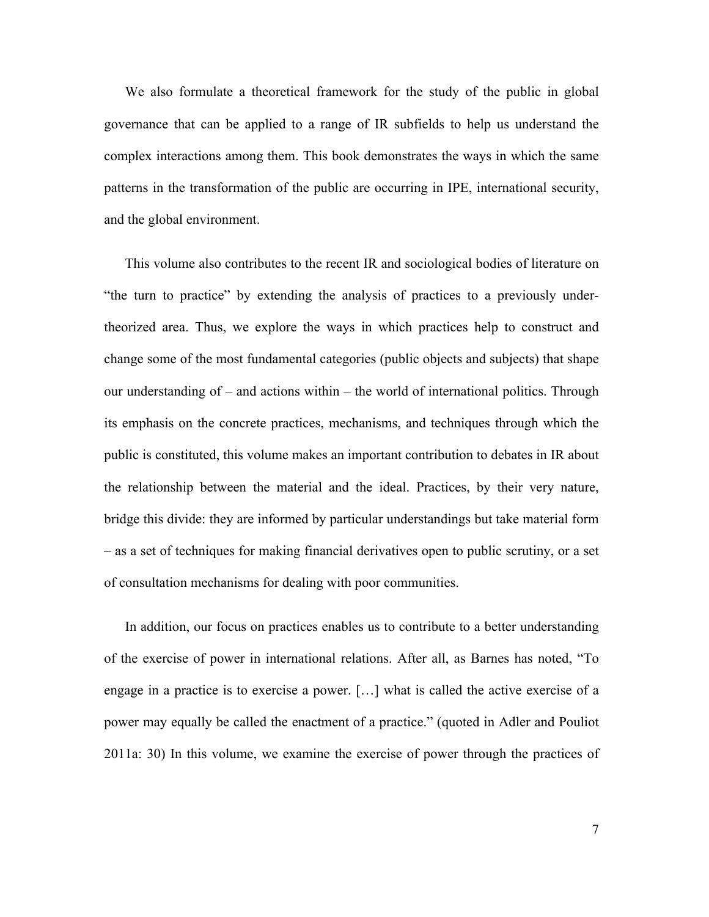We also formulate a theoretical framework for the study of the public in global governance that can be applied to a range of IR subfields to help us understand the complex interactions among them. This book demonstrates the ways in which the same patterns in the transformation of the public are occurring in IPE, international security, and the global environment.

This volume also contributes to the recent IR and sociological bodies of literature on "the turn to practice" by extending the analysis of practices to a previously under-theorized area. Thus, we explore the ways in which practices help to construct and change some of the most fundamental categories (public objects and subjects) that shape our understanding of – and actions within – the world of international politics. Through its emphasis on the concrete practices, mechanisms, and techniques through which the public is constituted, this volume makes an important contribution to debates in IR about the relationship between the material and the ideal. Practices, by their very nature, bridge this divide: they are informed by particular understandings but take material form – as a set of techniques for making financial derivatives open to public scrutiny, or a set of consultation mechanisms for dealing with poor communities.

In addition, our focus on practices enables us to contribute to a better understanding of the exercise of power in international relations. After all, as Barnes has noted, "To engage in a practice is to exercise a power. […] what is called the active exercise of a power may equally be called the enactment of a practice." (quoted in Adler and Pouliot 2011a: 30) In this volume, we examine the exercise of power through the practices of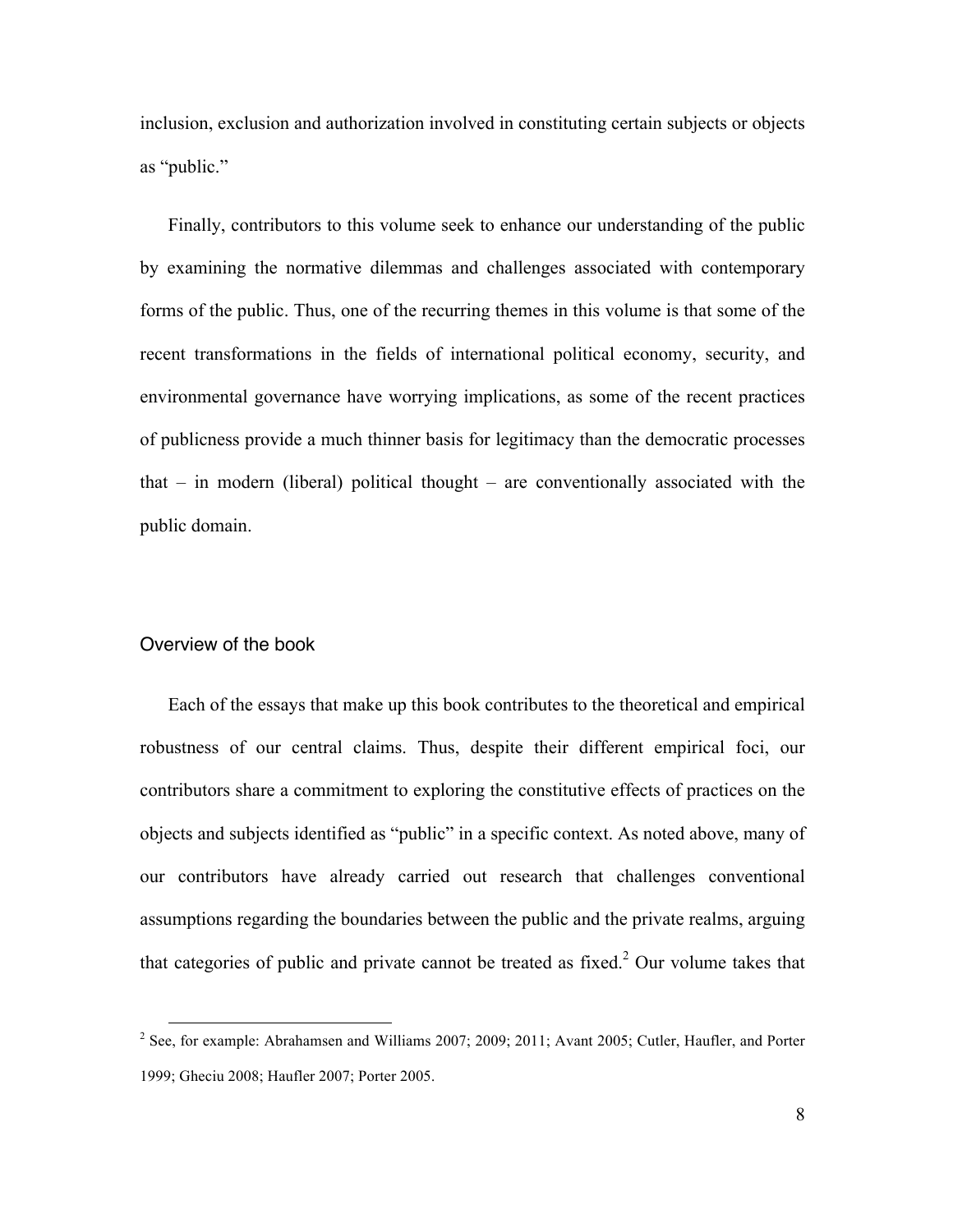inclusion, exclusion and authorization involved in constituting certain subjects or objects as "public."

Finally, contributors to this volume seek to enhance our understanding of the public by examining the normative dilemmas and challenges associated with contemporary forms of the public. Thus, one of the recurring themes in this volume is that some of the recent transformations in the fields of international political economy, security, and environmental governance have worrying implications, as some of the recent practices of publicness provide a much thinner basis for legitimacy than the democratic processes that – in modern (liberal) political thought – are conventionally associated with the public domain.

## Overview of the book

Each of the essays that make up this book contributes to the theoretical and empirical robustness of our central claims. Thus, despite their different empirical foci, our contributors share a commitment to exploring the constitutive effects of practices on the objects and subjects identified as "public" in a specific context. As noted above, many of our contributors have already carried out research that challenges conventional assumptions regarding the boundaries between the public and the private realms, arguing that categories of public and private cannot be treated as fixed.[2] Our volume takes that

[2] See, for example: Abrahamsen and Williams 2007; 2009; 2011; Avant 2005; Cutler, Haufler, and Porter 1999; Gheciu 2008; Haufler 2007; Porter 2005.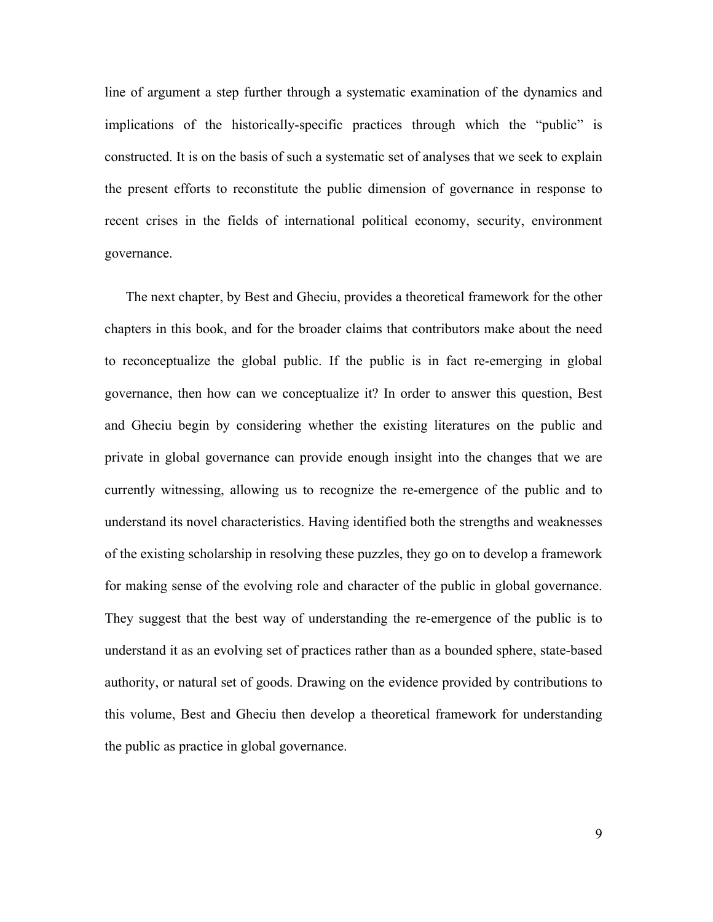line of argument a step further through a systematic examination of the dynamics and implications of the historically-specific practices through which the "public" is constructed. It is on the basis of such a systematic set of analyses that we seek to explain the present efforts to reconstitute the public dimension of governance in response to recent crises in the fields of international political economy, security, environment governance.

The next chapter, by Best and Gheciu, provides a theoretical framework for the other chapters in this book, and for the broader claims that contributors make about the need to reconceptualize the global public. If the public is in fact re-emerging in global governance, then how can we conceptualize it? In order to answer this question, Best and Gheciu begin by considering whether the existing literatures on the public and private in global governance can provide enough insight into the changes that we are currently witnessing, allowing us to recognize the re-emergence of the public and to understand its novel characteristics. Having identified both the strengths and weaknesses of the existing scholarship in resolving these puzzles, they go on to develop a framework for making sense of the evolving role and character of the public in global governance. They suggest that the best way of understanding the re-emergence of the public is to understand it as an evolving set of practices rather than as a bounded sphere, state-based authority, or natural set of goods. Drawing on the evidence provided by contributions to this volume, Best and Gheciu then develop a theoretical framework for understanding the public as practice in global governance.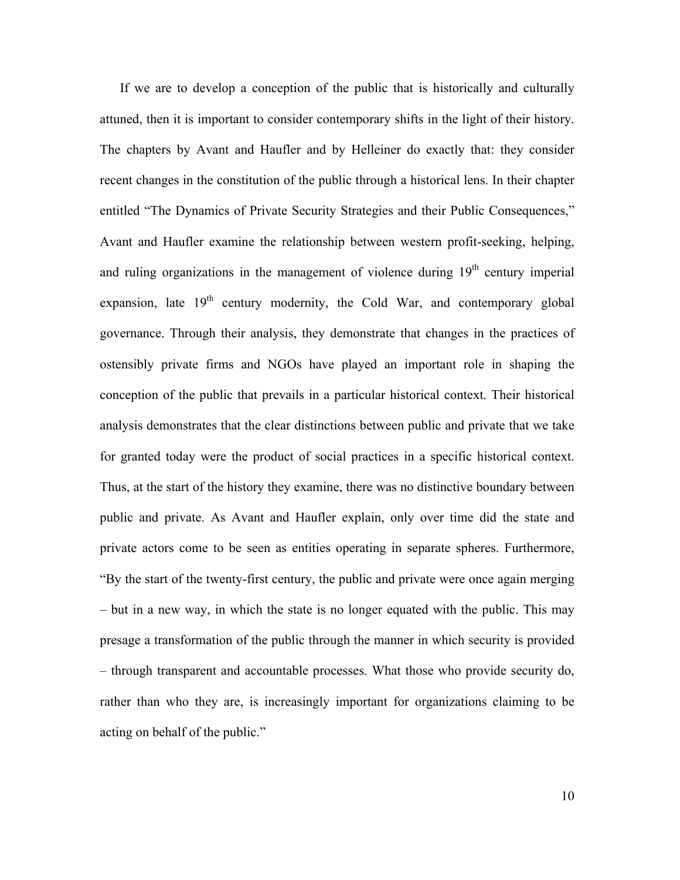If we are to develop a conception of the public that is historically and culturally attuned, then it is important to consider contemporary shifts in the light of their history. The chapters by Avant and Haufler and by Helleiner do exactly that: they consider recent changes in the constitution of the public through a historical lens. In their chapter entitled "The Dynamics of Private Security Strategies and their Public Consequences," Avant and Haufler examine the relationship between western profit-seeking, helping, and ruling organizations in the management of violence during 19th century imperial expansion, late 19th century modernity, the Cold War, and contemporary global governance. Through their analysis, they demonstrate that changes in the practices of ostensibly private firms and NGOs have played an important role in shaping the conception of the public that prevails in a particular historical context. Their historical analysis demonstrates that the clear distinctions between public and private that we take for granted today were the product of social practices in a specific historical context. Thus, at the start of the history they examine, there was no distinctive boundary between public and private. As Avant and Haufler explain, only over time did the state and private actors come to be seen as entities operating in separate spheres. Furthermore, "By the start of the twenty-first century, the public and private were once again merging – but in a new way, in which the state is no longer equated with the public. This may presage a transformation of the public through the manner in which security is provided – through transparent and accountable processes. What those who provide security do, rather than who they are, is increasingly important for organizations claiming to be acting on behalf of the public."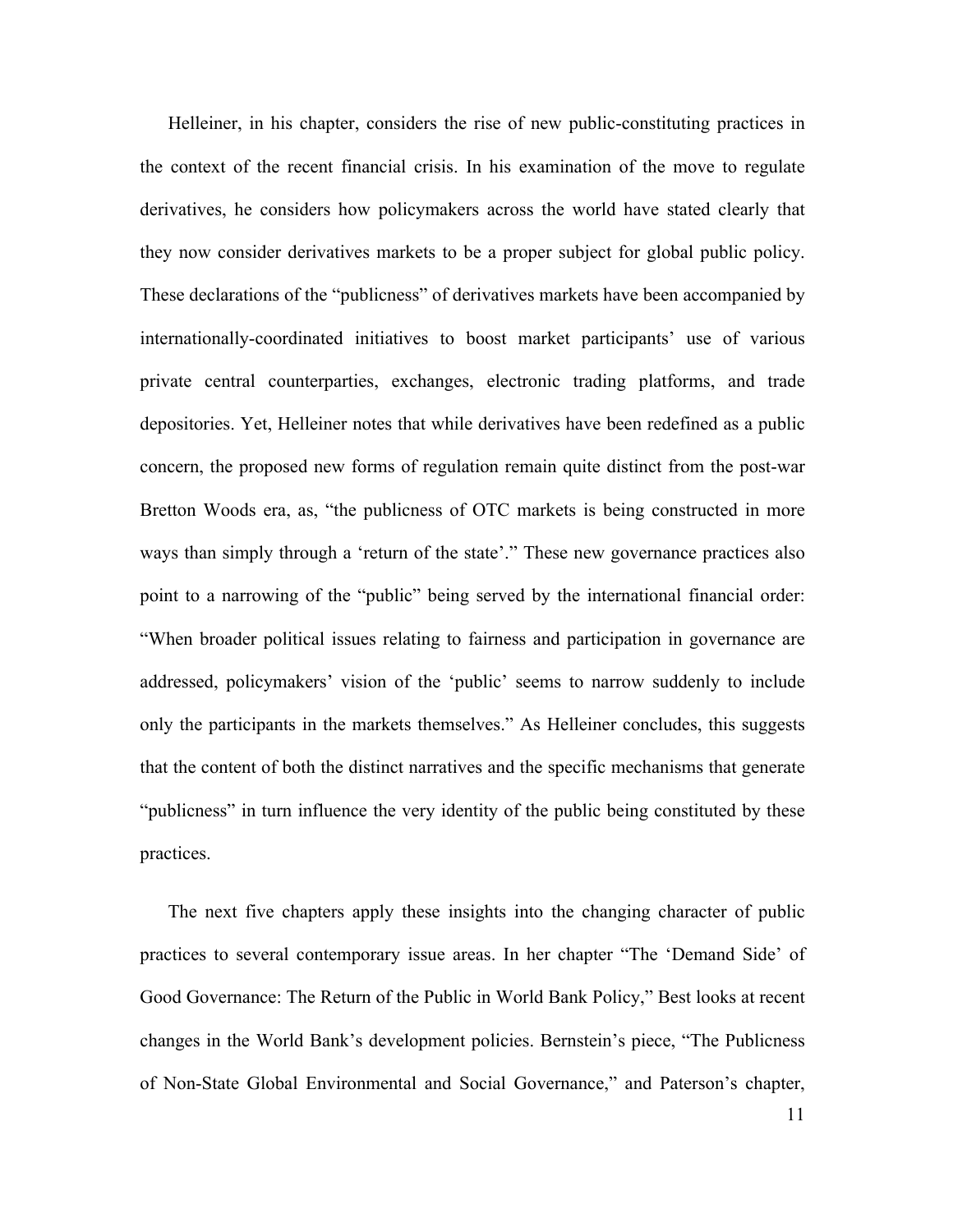Helleiner, in his chapter, considers the rise of new public-constituting practices in the context of the recent financial crisis. In his examination of the move to regulate derivatives, he considers how policymakers across the world have stated clearly that they now consider derivatives markets to be a proper subject for global public policy. These declarations of the "publicness" of derivatives markets have been accompanied by internationally-coordinated initiatives to boost market participants' use of various private central counterparties, exchanges, electronic trading platforms, and trade depositories. Yet, Helleiner notes that while derivatives have been redefined as a public concern, the proposed new forms of regulation remain quite distinct from the post-war Bretton Woods era, as, "the publicness of OTC markets is being constructed in more ways than simply through a 'return of the state'." These new governance practices also point to a narrowing of the "public" being served by the international financial order: "When broader political issues relating to fairness and participation in governance are addressed, policymakers' vision of the 'public' seems to narrow suddenly to include only the participants in the markets themselves." As Helleiner concludes, this suggests that the content of both the distinct narratives and the specific mechanisms that generate "publicness" in turn influence the very identity of the public being constituted by these practices.

The next five chapters apply these insights into the changing character of public practices to several contemporary issue areas. In her chapter "The 'Demand Side' of Good Governance: The Return of the Public in World Bank Policy," Best looks at recent changes in the World Bank's development policies. Bernstein's piece, "The Publicness of Non-State Global Environmental and Social Governance," and Paterson's chapter,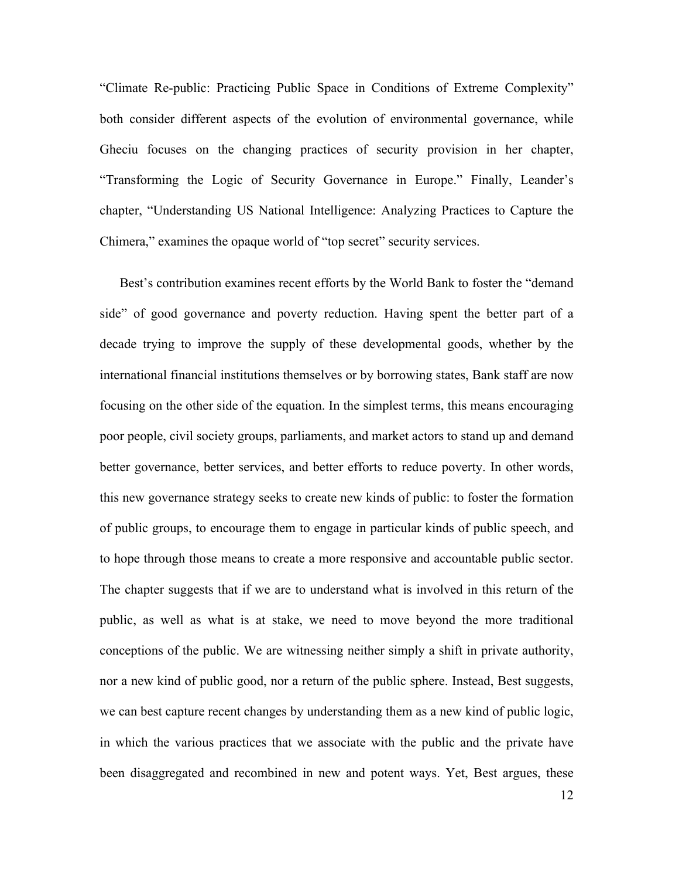"Climate Re-public: Practicing Public Space in Conditions of Extreme Complexity" both consider different aspects of the evolution of environmental governance, while Gheciu focuses on the changing practices of security provision in her chapter, "Transforming the Logic of Security Governance in Europe." Finally, Leander's chapter, "Understanding US National Intelligence: Analyzing Practices to Capture the Chimera," examines the opaque world of "top secret" security services.

Best's contribution examines recent efforts by the World Bank to foster the "demand side" of good governance and poverty reduction. Having spent the better part of a decade trying to improve the supply of these developmental goods, whether by the international financial institutions themselves or by borrowing states, Bank staff are now focusing on the other side of the equation. In the simplest terms, this means encouraging poor people, civil society groups, parliaments, and market actors to stand up and demand better governance, better services, and better efforts to reduce poverty. In other words, this new governance strategy seeks to create new kinds of public: to foster the formation of public groups, to encourage them to engage in particular kinds of public speech, and to hope through those means to create a more responsive and accountable public sector. The chapter suggests that if we are to understand what is involved in this return of the public, as well as what is at stake, we need to move beyond the more traditional conceptions of the public. We are witnessing neither simply a shift in private authority, nor a new kind of public good, nor a return of the public sphere. Instead, Best suggests, we can best capture recent changes by understanding them as a new kind of public logic, in which the various practices that we associate with the public and the private have been disaggregated and recombined in new and potent ways. Yet, Best argues, these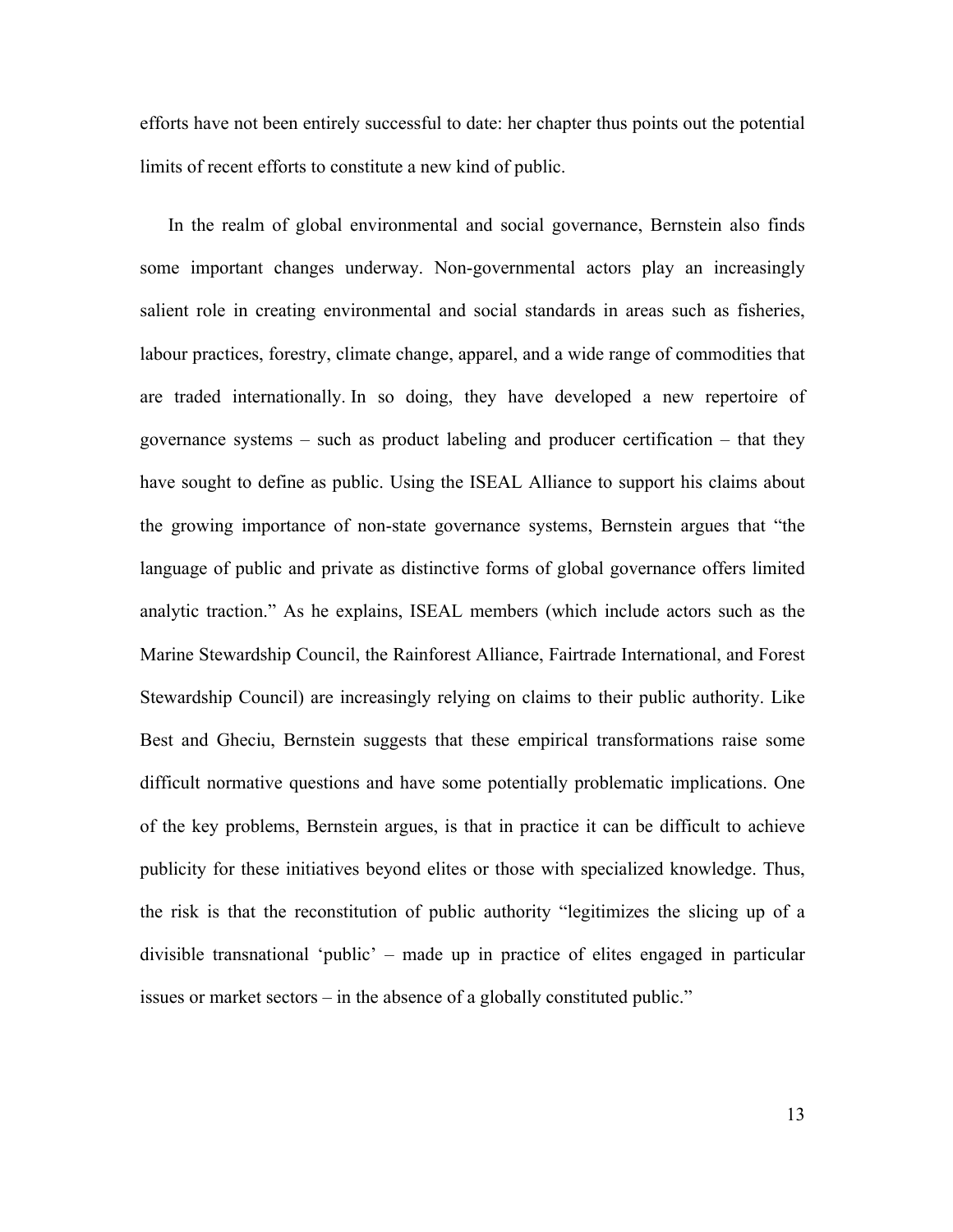efforts have not been entirely successful to date: her chapter thus points out the potential limits of recent efforts to constitute a new kind of public.

In the realm of global environmental and social governance, Bernstein also finds some important changes underway. Non-governmental actors play an increasingly salient role in creating environmental and social standards in areas such as fisheries, labour practices, forestry, climate change, apparel, and a wide range of commodities that are traded internationally. In so doing, they have developed a new repertoire of governance systems – such as product labeling and producer certification – that they have sought to define as public. Using the ISEAL Alliance to support his claims about the growing importance of non-state governance systems, Bernstein argues that "the language of public and private as distinctive forms of global governance offers limited analytic traction." As he explains, ISEAL members (which include actors such as the Marine Stewardship Council, the Rainforest Alliance, Fairtrade International, and Forest Stewardship Council) are increasingly relying on claims to their public authority. Like Best and Gheciu, Bernstein suggests that these empirical transformations raise some difficult normative questions and have some potentially problematic implications. One of the key problems, Bernstein argues, is that in practice it can be difficult to achieve publicity for these initiatives beyond elites or those with specialized knowledge. Thus, the risk is that the reconstitution of public authority "legitimizes the slicing up of a divisible transnational 'public' – made up in practice of elites engaged in particular issues or market sectors – in the absence of a globally constituted public."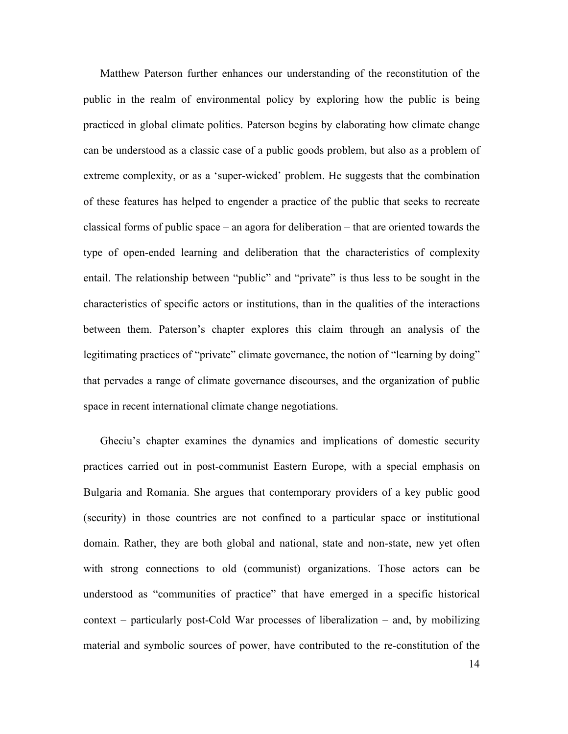Matthew Paterson further enhances our understanding of the reconstitution of the public in the realm of environmental policy by exploring how the public is being practiced in global climate politics. Paterson begins by elaborating how climate change can be understood as a classic case of a public goods problem, but also as a problem of extreme complexity, or as a 'super-wicked' problem. He suggests that the combination of these features has helped to engender a practice of the public that seeks to recreate classical forms of public space – an agora for deliberation – that are oriented towards the type of open-ended learning and deliberation that the characteristics of complexity entail. The relationship between "public" and "private" is thus less to be sought in the characteristics of specific actors or institutions, than in the qualities of the interactions between them. Paterson's chapter explores this claim through an analysis of the legitimating practices of "private" climate governance, the notion of "learning by doing" that pervades a range of climate governance discourses, and the organization of public space in recent international climate change negotiations.

Gheciu's chapter examines the dynamics and implications of domestic security practices carried out in post-communist Eastern Europe, with a special emphasis on Bulgaria and Romania. She argues that contemporary providers of a key public good (security) in those countries are not confined to a particular space or institutional domain. Rather, they are both global and national, state and non-state, new yet often with strong connections to old (communist) organizations. Those actors can be understood as "communities of practice" that have emerged in a specific historical context – particularly post-Cold War processes of liberalization – and, by mobilizing material and symbolic sources of power, have contributed to the re-constitution of the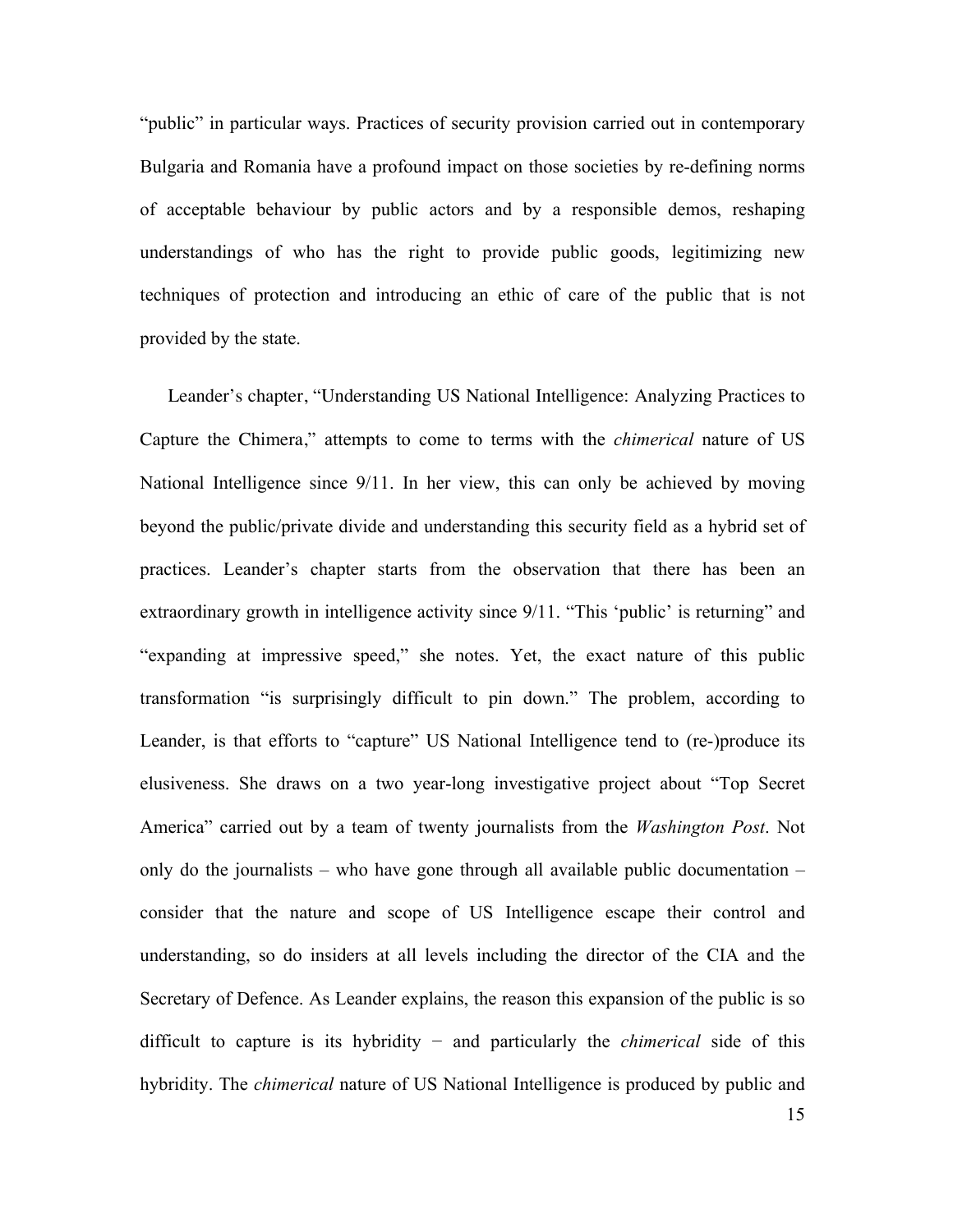"public" in particular ways. Practices of security provision carried out in contemporary Bulgaria and Romania have a profound impact on those societies by re-defining norms of acceptable behaviour by public actors and by a responsible demos, reshaping understandings of who has the right to provide public goods, legitimizing new techniques of protection and introducing an ethic of care of the public that is not provided by the state.

Leander's chapter, "Understanding US National Intelligence: Analyzing Practices to Capture the Chimera," attempts to come to terms with the *chimerical* nature of US National Intelligence since 9/11. In her view, this can only be achieved by moving beyond the public/private divide and understanding this security field as a hybrid set of practices. Leander's chapter starts from the observation that there has been an extraordinary growth in intelligence activity since 9/11. "This 'public' is returning" and "expanding at impressive speed," she notes. Yet, the exact nature of this public transformation "is surprisingly difficult to pin down." The problem, according to Leander, is that efforts to "capture" US National Intelligence tend to (re-)produce its elusiveness. She draws on a two year-long investigative project about "Top Secret America" carried out by a team of twenty journalists from the *Washington Post*. Not only do the journalists – who have gone through all available public documentation – consider that the nature and scope of US Intelligence escape their control and understanding, so do insiders at all levels including the director of the CIA and the Secretary of Defence. As Leander explains, the reason this expansion of the public is so difficult to capture is its hybridity − and particularly the *chimerical* side of this hybridity. The *chimerical* nature of US National Intelligence is produced by public and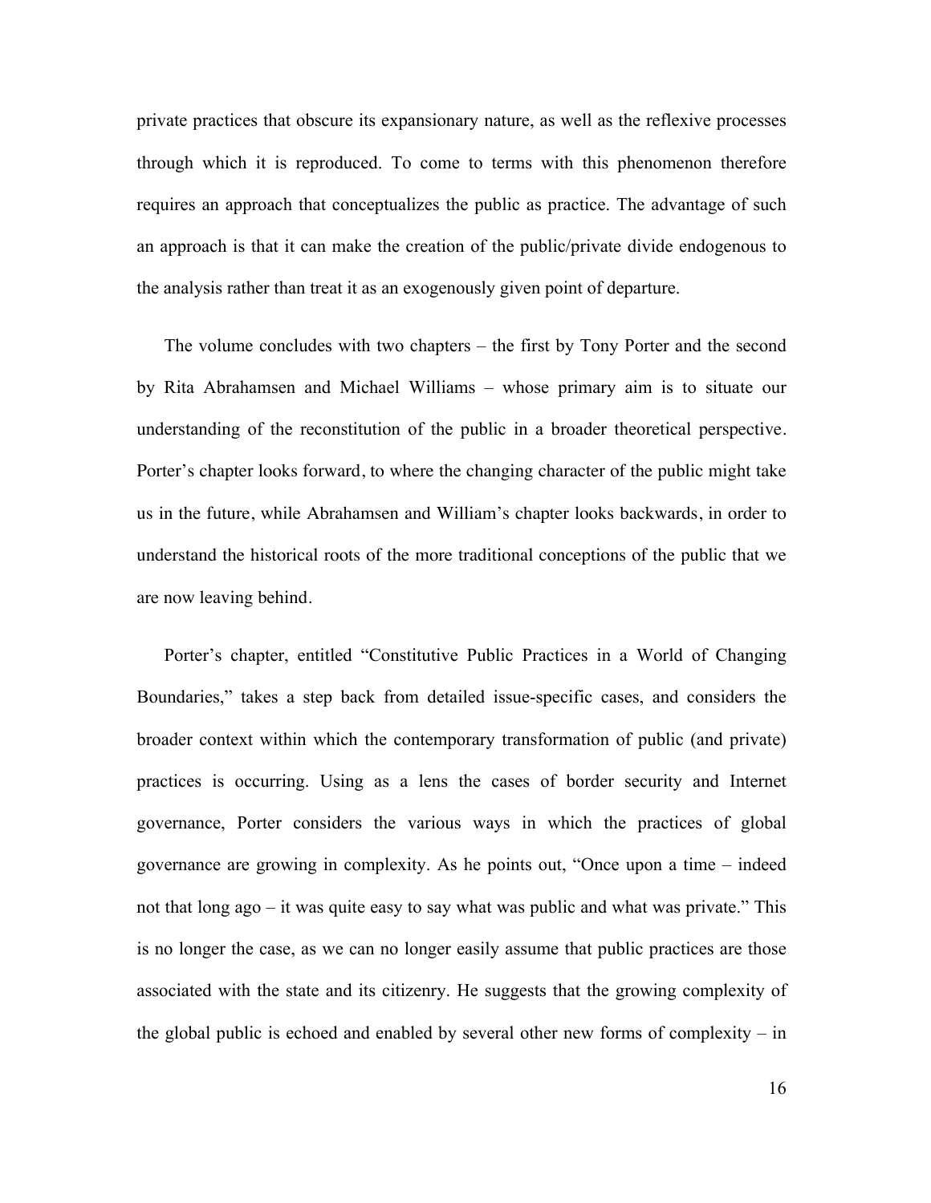private practices that obscure its expansionary nature, as well as the reflexive processes through which it is reproduced. To come to terms with this phenomenon therefore requires an approach that conceptualizes the public as practice. The advantage of such an approach is that it can make the creation of the public/private divide endogenous to the analysis rather than treat it as an exogenously given point of departure.

The volume concludes with two chapters – the first by Tony Porter and the second by Rita Abrahamsen and Michael Williams – whose primary aim is to situate our understanding of the reconstitution of the public in a broader theoretical perspective. Porter's chapter looks forward, to where the changing character of the public might take us in the future, while Abrahamsen and William's chapter looks backwards, in order to understand the historical roots of the more traditional conceptions of the public that we are now leaving behind.

Porter's chapter, entitled "Constitutive Public Practices in a World of Changing Boundaries," takes a step back from detailed issue-specific cases, and considers the broader context within which the contemporary transformation of public (and private) practices is occurring. Using as a lens the cases of border security and Internet governance, Porter considers the various ways in which the practices of global governance are growing in complexity. As he points out, "Once upon a time – indeed not that long ago – it was quite easy to say what was public and what was private." This is no longer the case, as we can no longer easily assume that public practices are those associated with the state and its citizenry. He suggests that the growing complexity of the global public is echoed and enabled by several other new forms of complexity – in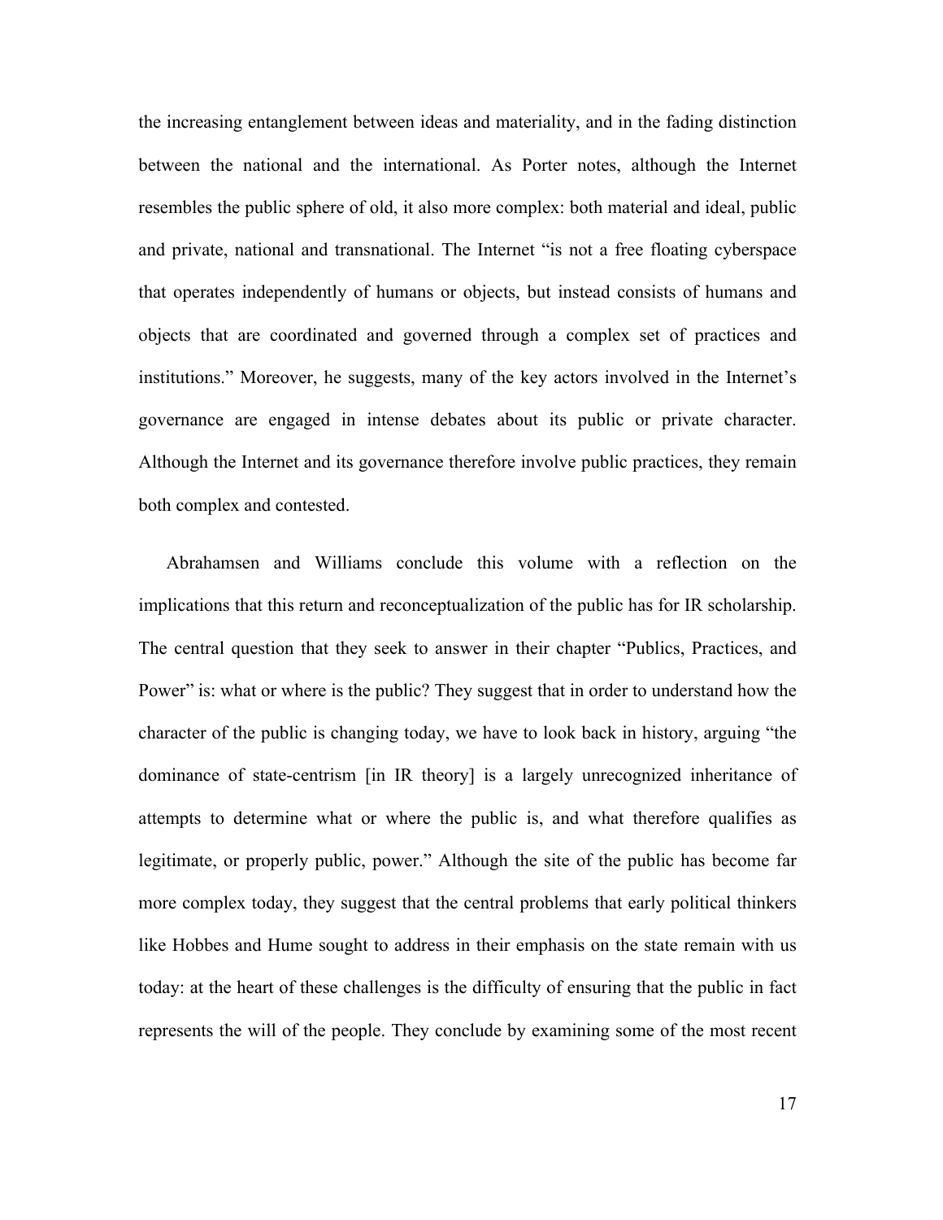the increasing entanglement between ideas and materiality, and in the fading distinction between the national and the international. As Porter notes, although the Internet resembles the public sphere of old, it also more complex: both material and ideal, public and private, national and transnational. The Internet "is not a free floating cyberspace that operates independently of humans or objects, but instead consists of humans and objects that are coordinated and governed through a complex set of practices and institutions." Moreover, he suggests, many of the key actors involved in the Internet's governance are engaged in intense debates about its public or private character. Although the Internet and its governance therefore involve public practices, they remain both complex and contested.

Abrahamsen and Williams conclude this volume with a reflection on the implications that this return and reconceptualization of the public has for IR scholarship. The central question that they seek to answer in their chapter "Publics, Practices, and Power" is: what or where is the public? They suggest that in order to understand how the character of the public is changing today, we have to look back in history, arguing "the dominance of state-centrism [in IR theory] is a largely unrecognized inheritance of attempts to determine what or where the public is, and what therefore qualifies as legitimate, or properly public, power." Although the site of the public has become far more complex today, they suggest that the central problems that early political thinkers like Hobbes and Hume sought to address in their emphasis on the state remain with us today: at the heart of these challenges is the difficulty of ensuring that the public in fact represents the will of the people. They conclude by examining some of the most recent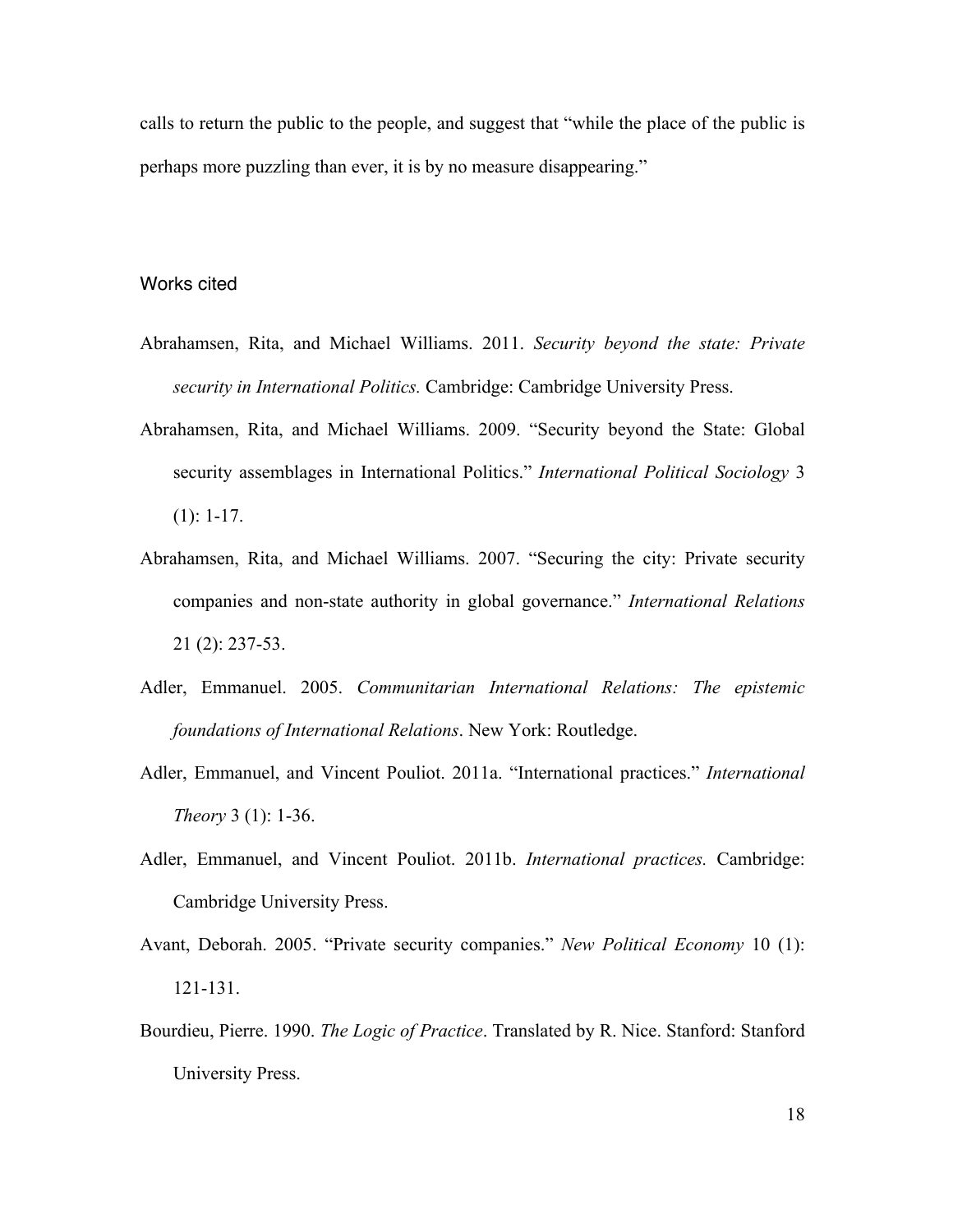calls to return the public to the people, and suggest that "while the place of the public is perhaps more puzzling than ever, it is by no measure disappearing."

## Works cited

Abrahamsen, Rita, and Michael Williams. 2011. *Security beyond the state: Private security in International Politics.* Cambridge: Cambridge University Press.

Abrahamsen, Rita, and Michael Williams. 2009. "Security beyond the State: Global security assemblages in International Politics." *International Political Sociology* 3 (1): 1-17.

Abrahamsen, Rita, and Michael Williams. 2007. "Securing the city: Private security companies and non-state authority in global governance." *International Relations* 21 (2): 237-53.

Adler, Emmanuel. 2005. *Communitarian International Relations: The epistemic foundations of International Relations*. New York: Routledge.

Adler, Emmanuel, and Vincent Pouliot. 2011a. "International practices." *International Theory* 3 (1): 1-36.

Adler, Emmanuel, and Vincent Pouliot. 2011b. *International practices.* Cambridge: Cambridge University Press.

Avant, Deborah. 2005. "Private security companies." *New Political Economy* 10 (1): 121-131.

Bourdieu, Pierre. 1990. *The Logic of Practice*. Translated by R. Nice. Stanford: Stanford University Press.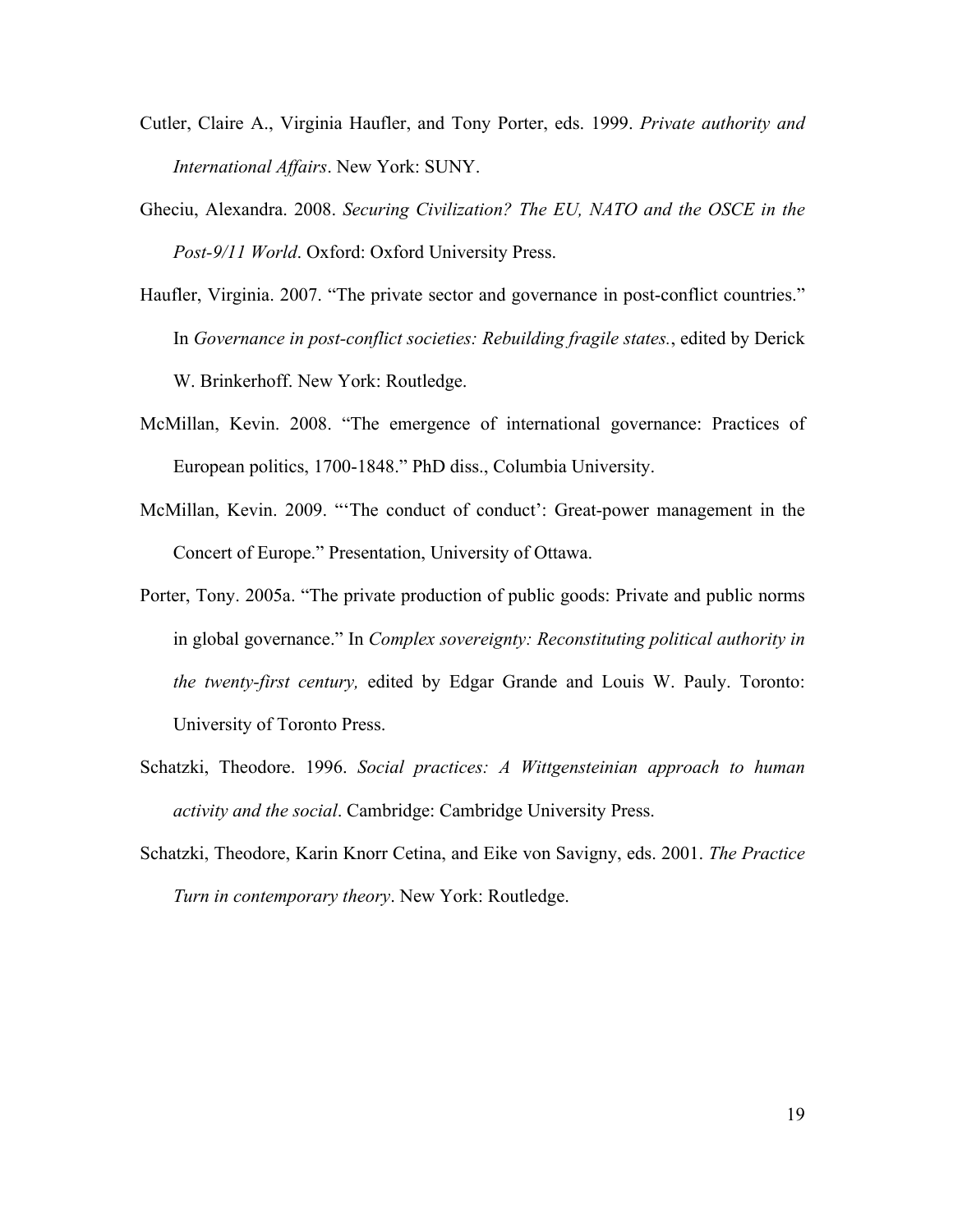Cutler, Claire A., Virginia Haufler, and Tony Porter, eds. 1999. *Private authority and International Affairs*. New York: SUNY.

Gheciu, Alexandra. 2008. *Securing Civilization? The EU, NATO and the OSCE in the Post-9/11 World*. Oxford: Oxford University Press.

Haufler, Virginia. 2007. "The private sector and governance in post-conflict countries." In *Governance in post-conflict societies: Rebuilding fragile states.*, edited by Derick W. Brinkerhoff. New York: Routledge.

McMillan, Kevin. 2008. "The emergence of international governance: Practices of European politics, 1700-1848." PhD diss., Columbia University.

McMillan, Kevin. 2009. "'The conduct of conduct': Great-power management in the Concert of Europe." Presentation, University of Ottawa.

Porter, Tony. 2005a. "The private production of public goods: Private and public norms in global governance." In *Complex sovereignty: Reconstituting political authority in the twenty-first century,* edited by Edgar Grande and Louis W. Pauly. Toronto: University of Toronto Press.

Schatzki, Theodore. 1996. *Social practices: A Wittgensteinian approach to human activity and the social*. Cambridge: Cambridge University Press.

Schatzki, Theodore, Karin Knorr Cetina, and Eike von Savigny, eds. 2001. *The Practice Turn in contemporary theory*. New York: Routledge.